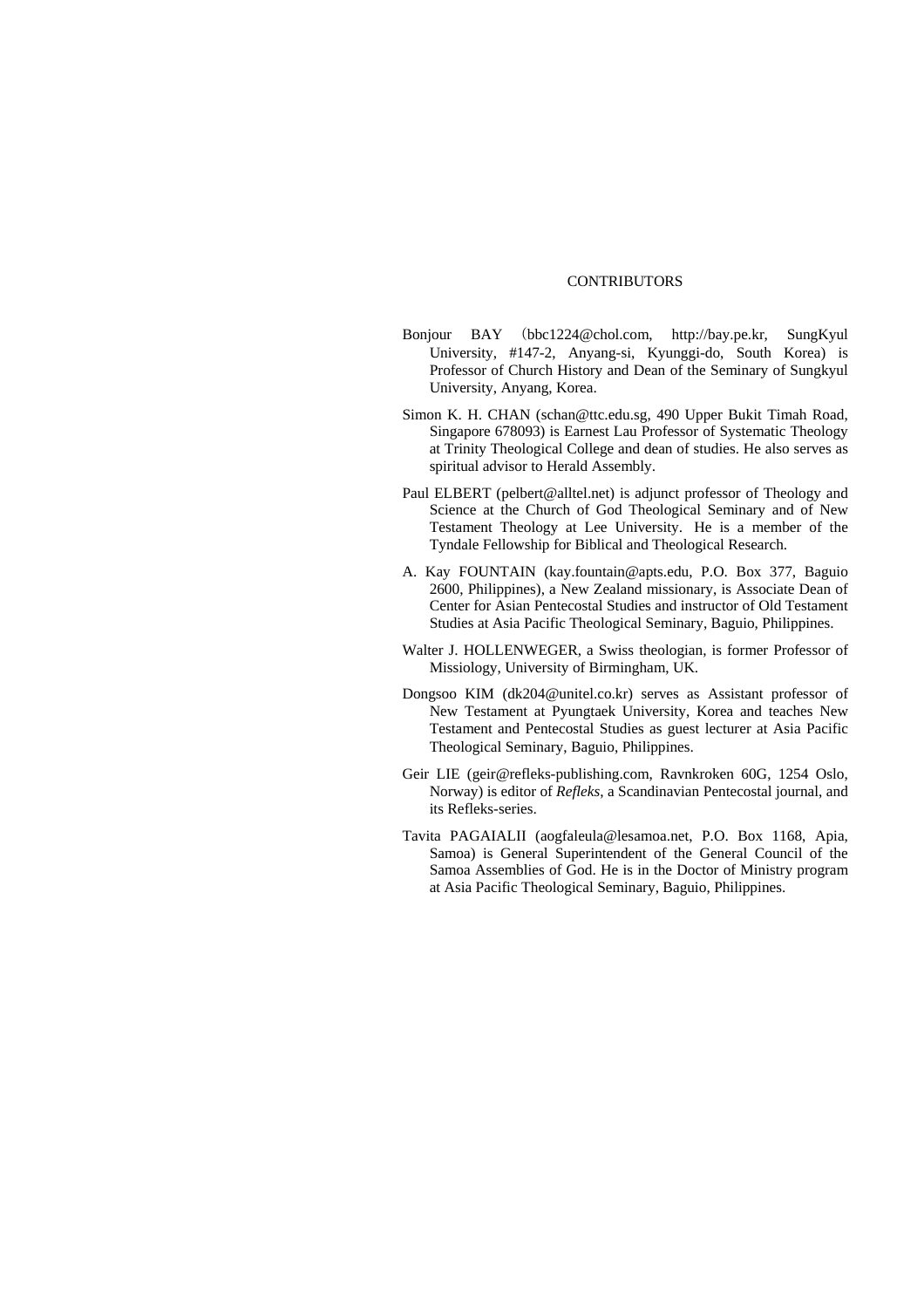# CONTRIBUTORS

Bonjour BAY (bbc1224@chol.com, http://bay.pe.kr, SungKyul University, #147-2, Anyang-si, Kyunggi-do, South Korea) is Professor of Church History and Dean of the Seminary of Sungkyul University, Anyang, Korea.

Simon K. H. CHAN (schan@ttc.edu.sg, 490 Upper Bukit Timah Road, Singapore 678093) is Earnest Lau Professor of Systematic Theology at Trinity Theological College and dean of studies. He also serves as spiritual advisor to Herald Assembly.

Paul ELBERT (pelbert@alltel.net) is adjunct professor of Theology and Science at the Church of God Theological Seminary and of New Testament Theology at Lee University. He is a member of the Tyndale Fellowship for Biblical and Theological Research.

A. Kay FOUNTAIN (kay.fountain@apts.edu, P.O. Box 377, Baguio 2600, Philippines), a New Zealand missionary, is Associate Dean of Center for Asian Pentecostal Studies and instructor of Old Testament Studies at Asia Pacific Theological Seminary, Baguio, Philippines.

Walter J. HOLLENWEGER, a Swiss theologian, is former Professor of Missiology, University of Birmingham, UK.

Dongsoo KIM (dk204@unitel.co.kr) serves as Assistant professor of New Testament at Pyungtaek University, Korea and teaches New Testament and Pentecostal Studies as guest lecturer at Asia Pacific Theological Seminary, Baguio, Philippines.

Geir LIE (geir@refleks-publishing.com, Ravnkroken 60G, 1254 Oslo, Norway) is editor of *Refleks*, a Scandinavian Pentecostal journal, and its Refleks-series.

Tavita PAGAIALII (aogfaleula@lesamoa.net, P.O. Box 1168, Apia, Samoa) is General Superintendent of the General Council of the Samoa Assemblies of God. He is in the Doctor of Ministry program at Asia Pacific Theological Seminary, Baguio, Philippines.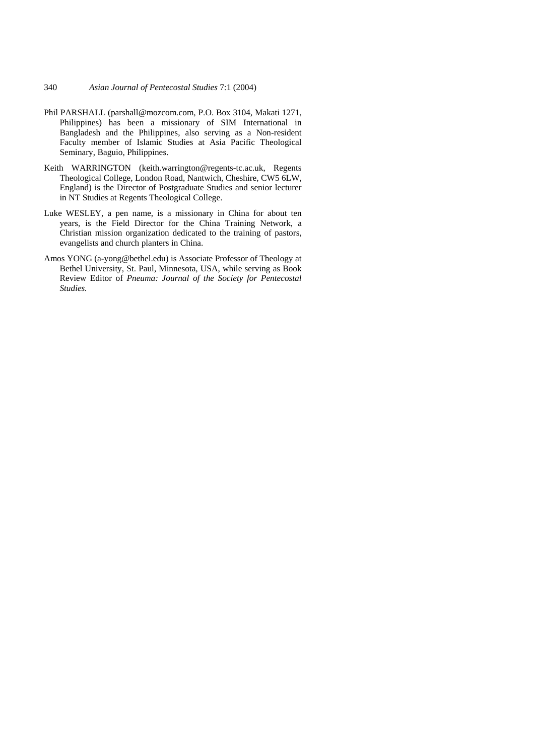Phil PARSHALL (parshall@mozcom.com, P.O. Box 3104, Makati 1271, Philippines) has been a missionary of SIM International in Bangladesh and the Philippines, also serving as a Non-resident Faculty member of Islamic Studies at Asia Pacific Theological Seminary, Baguio, Philippines.

Keith WARRINGTON (keith.warrington@regents-tc.ac.uk, Regents Theological College, London Road, Nantwich, Cheshire, CW5 6LW, England) is the Director of Postgraduate Studies and senior lecturer in NT Studies at Regents Theological College.

Luke WESLEY, a pen name, is a missionary in China for about ten years, is the Field Director for the China Training Network, a Christian mission organization dedicated to the training of pastors, evangelists and church planters in China.

Amos YONG (a-yong@bethel.edu) is Associate Professor of Theology at Bethel University, St. Paul, Minnesota, USA, while serving as Book Review Editor of *Pneuma: Journal of the Society for Pentecostal Studies.*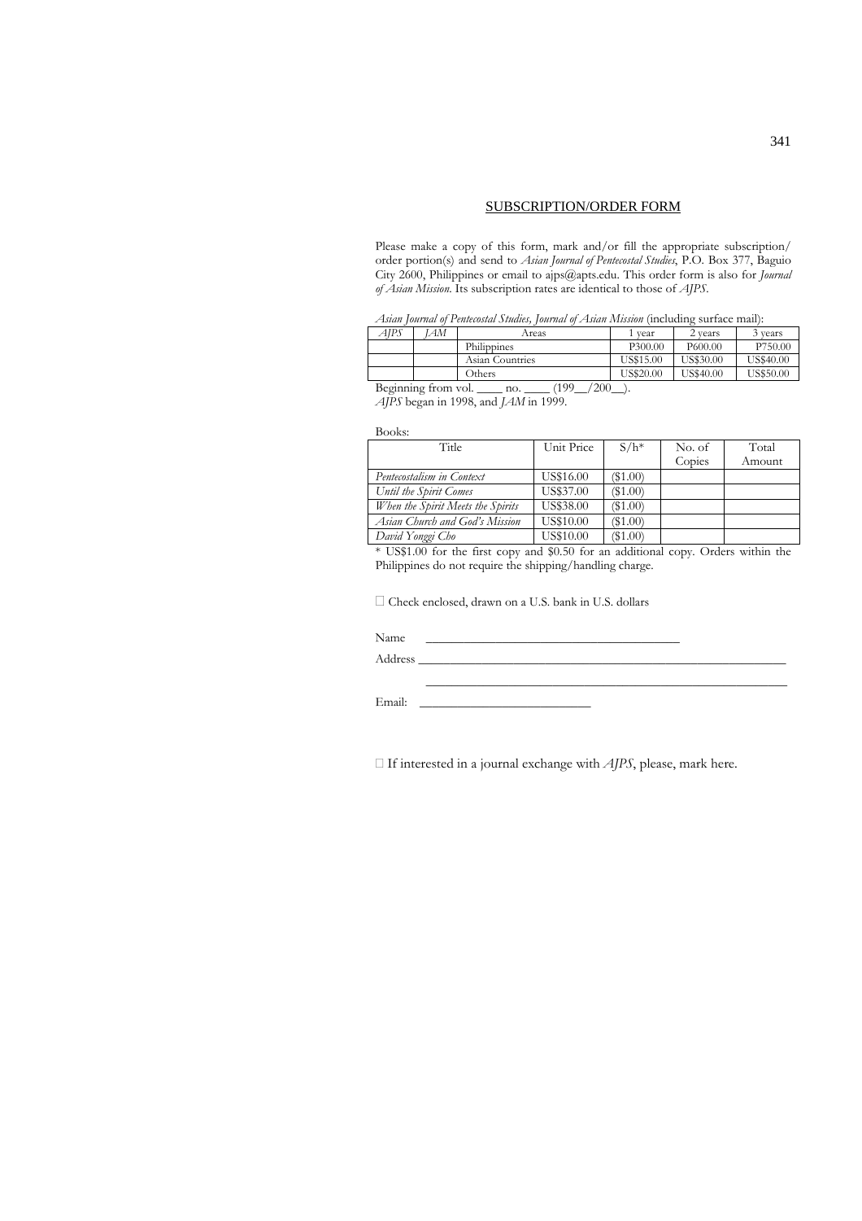## SUBSCRIPTION/ORDER FORM

Please make a copy of this form, mark and/or fill the appropriate subscription/ order portion(s) and send to *Asian Journal of Pentecostal Studies*, P.O. Box 377, Baguio City 2600, Philippines or email to ajps@apts.edu. This order form is also for *Journal of Asian Mission*. Its subscription rates are identical to those of *AJPS*.

*Asian Journal of Pentecostal Studies, Journal of Asian Mission* (including surface mail):

| *AJPS* | *JAM* | Areas | 1 year | 2 years | 3 years |
|---|---|---|---|---|---|
| | | Philippines | P300.00 | P600.00 | P750.00 |
| | | Asian Countries | US$15.00 | US$30.00 | US$40.00 |
| | | Others | US$20.00 | US$40.00 | US$50.00 |

Beginning from vol. ____ no. ____ (199__/200__).
*AJPS* began in 1998, and *JAM* in 1999.

Books:

| Title | Unit Price | S/h* | No. of Copies | Total Amount |
|---|---|---|---|---|
| *Pentecostalism in Context* | US$16.00 | ($1.00) | | |
| *Until the Spirit Comes* | US$37.00 | ($1.00) | | |
| *When the Spirit Meets the Spirits* | US$38.00 | ($1.00) | | |
| *Asian Church and God's Mission* | US$10.00 | ($1.00) | | |
| *David Yonggi Cho* | US$10.00 | ($1.00) | | |

* US$1.00 for the first copy and $0.50 for an additional copy. Orders within the Philippines do not require the shipping/handling charge.

□ Check enclosed, drawn on a U.S. bank in U.S. dollars

Name ________________________________________

Address ________________________________________________________

________________________________________________________

Email: ___________________________

□ If interested in a journal exchange with *AJPS*, please, mark here.